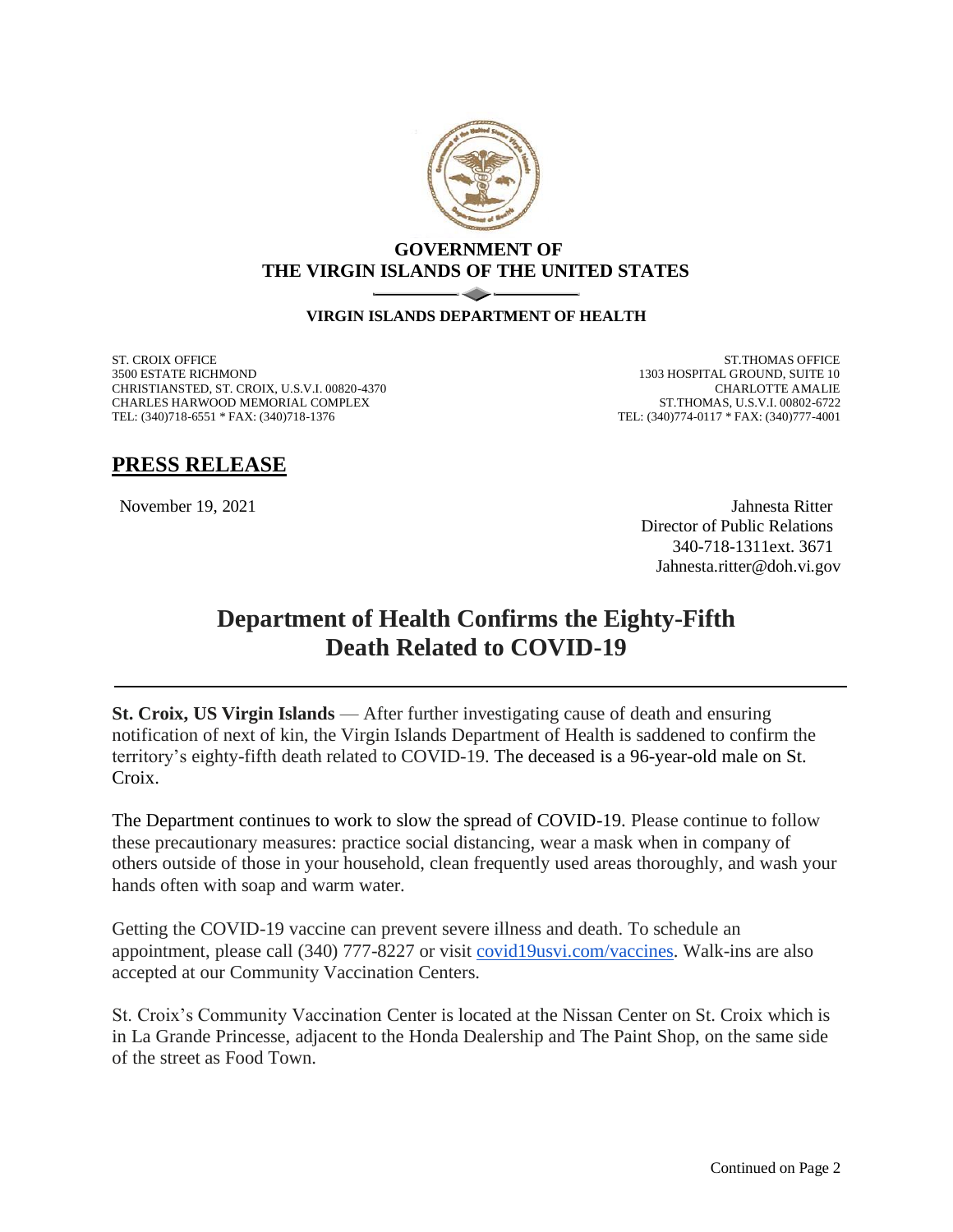**GOVERNMENT OF**
**THE VIRGIN ISLANDS OF THE UNITED STATES**

**VIRGIN ISLANDS DEPARTMENT OF HEALTH**

ST. CROIX OFFICE
3500 ESTATE RICHMOND
CHRISTIANSTED, ST. CROIX, U.S.V.I. 00820-4370
CHARLES HARWOOD MEMORIAL COMPLEX
TEL: (340)718-6551 * FAX: (340)718-1376

ST.THOMAS OFFICE
1303 HOSPITAL GROUND, SUITE 10
CHARLOTTE AMALIE
ST.THOMAS, U.S.V.I. 00802-6722
TEL: (340)774-0117 * FAX: (340)777-4001

## PRESS RELEASE

November 19, 2021

Jahnesta Ritter
Director of Public Relations
340-718-1311ext. 3671
Jahnesta.ritter@doh.vi.gov

# Department of Health Confirms the Eighty-Fifth Death Related to COVID-19

**St. Croix, US Virgin Islands** — After further investigating cause of death and ensuring notification of next of kin, the Virgin Islands Department of Health is saddened to confirm the territory's eighty-fifth death related to COVID-19. The deceased is a 96-year-old male on St. Croix.

The Department continues to work to slow the spread of COVID-19. Please continue to follow these precautionary measures: practice social distancing, wear a mask when in company of others outside of those in your household, clean frequently used areas thoroughly, and wash your hands often with soap and warm water.

Getting the COVID-19 vaccine can prevent severe illness and death. To schedule an appointment, please call (340) 777-8227 or visit covid19usvi.com/vaccines. Walk-ins are also accepted at our Community Vaccination Centers.

St. Croix's Community Vaccination Center is located at the Nissan Center on St. Croix which is in La Grande Princesse, adjacent to the Honda Dealership and The Paint Shop, on the same side of the street as Food Town.

Continued on Page 2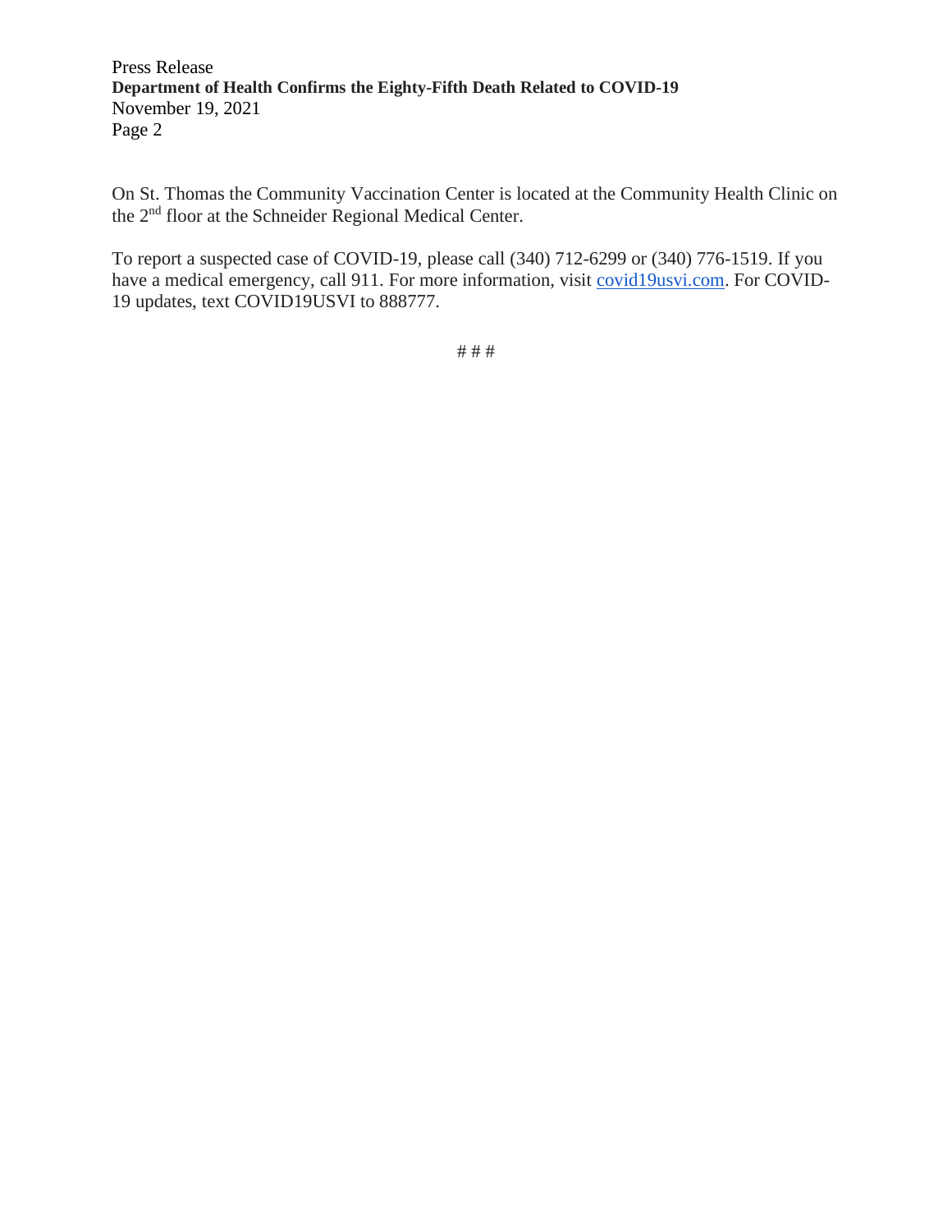On St. Thomas the Community Vaccination Center is located at the Community Health Clinic on the 2nd floor at the Schneider Regional Medical Center.

To report a suspected case of COVID-19, please call (340) 712-6299 or (340) 776-1519. If you have a medical emergency, call 911. For more information, visit covid19usvi.com. For COVID-19 updates, text COVID19USVI to 888777.

# # #